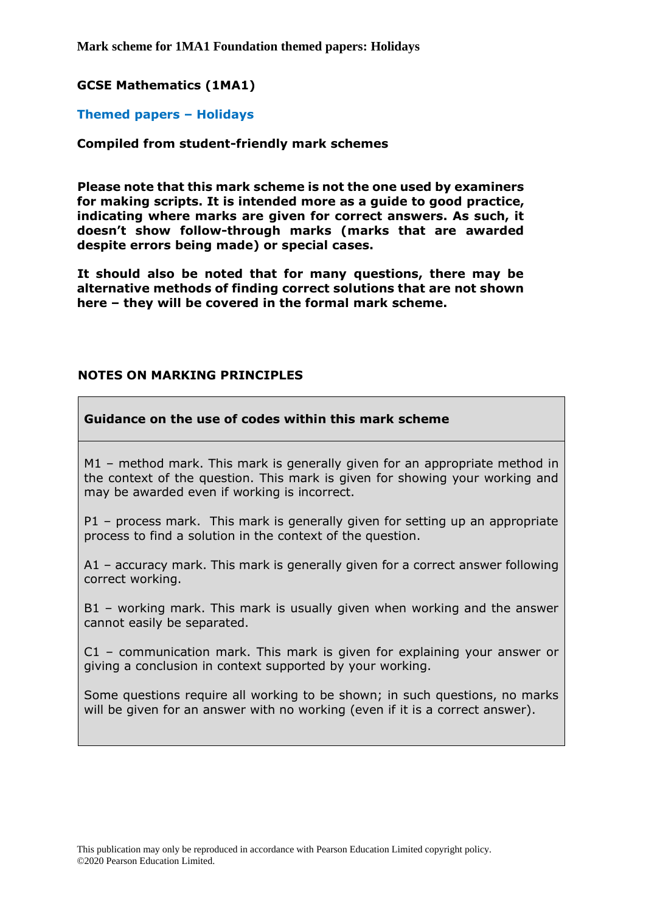**Mark scheme for 1MA1 Foundation themed papers: Holidays**

# GCSE Mathematics (1MA1)

## Themed papers – Holidays

**Compiled from student-friendly mark schemes**

**Please note that this mark scheme is not the one used by examiners for making scripts. It is intended more as a guide to good practice, indicating where marks are given for correct answers. As such, it doesn't show follow-through marks (marks that are awarded despite errors being made) or special cases.**

**It should also be noted that for many questions, there may be alternative methods of finding correct solutions that are not shown here – they will be covered in the formal mark scheme.**

## NOTES ON MARKING PRINCIPLES

### Guidance on the use of codes within this mark scheme

M1 – method mark. This mark is generally given for an appropriate method in the context of the question. This mark is given for showing your working and may be awarded even if working is incorrect.

P1 – process mark. This mark is generally given for setting up an appropriate process to find a solution in the context of the question.

A1 – accuracy mark. This mark is generally given for a correct answer following correct working.

B1 – working mark. This mark is usually given when working and the answer cannot easily be separated.

C1 – communication mark. This mark is given for explaining your answer or giving a conclusion in context supported by your working.

Some questions require all working to be shown; in such questions, no marks will be given for an answer with no working (even if it is a correct answer).

This publication may only be reproduced in accordance with Pearson Education Limited copyright policy.
©2020 Pearson Education Limited.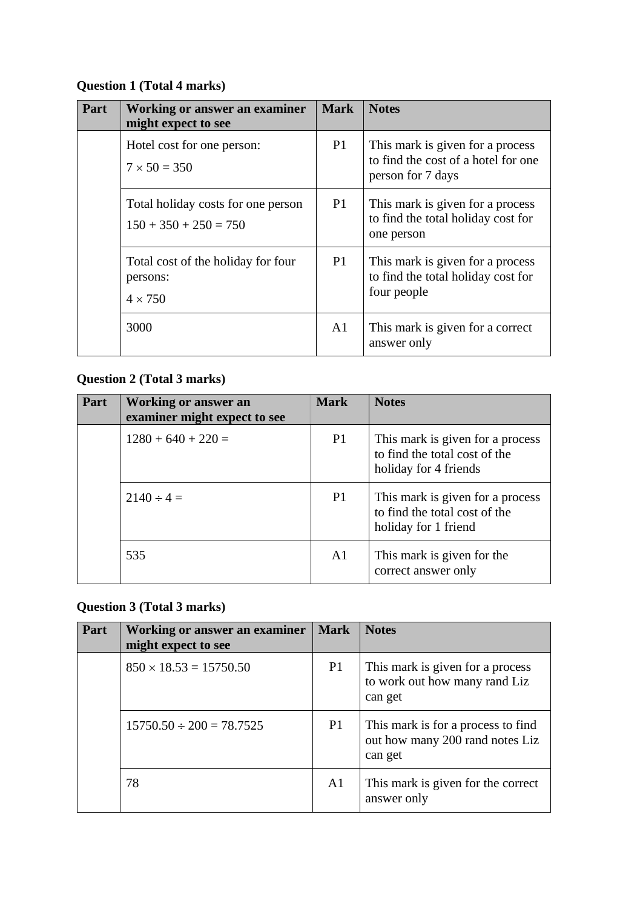**Question 1 (Total 4 marks)**

| Part | Working or answer an examiner might expect to see | Mark | Notes |
|---|---|---|---|
| | Hotel cost for one person: $7 \times 50 = 350$ | P1 | This mark is given for a process to find the cost of a hotel for one person for 7 days |
| | Total holiday costs for one person $150 + 350 + 250 = 750$ | P1 | This mark is given for a process to find the total holiday cost for one person |
| | Total cost of the holiday for four persons: $4 \times 750$ | P1 | This mark is given for a process to find the total holiday cost for four people |
| | 3000 | A1 | This mark is given for a correct answer only |

**Question 2 (Total 3 marks)**

| Part | Working or answer an examiner might expect to see | Mark | Notes |
|---|---|---|---|
| | $1280 + 640 + 220 =$ | P1 | This mark is given for a process to find the total cost of the holiday for 4 friends |
| | $2140 \div 4 =$ | P1 | This mark is given for a process to find the total cost of the holiday for 1 friend |
| | 535 | A1 | This mark is given for the correct answer only |

**Question 3 (Total 3 marks)**

| Part | Working or answer an examiner might expect to see | Mark | Notes |
|---|---|---|---|
| | $850 \times 18.53 = 15750.50$ | P1 | This mark is given for a process to work out how many rand Liz can get |
| | $15750.50 \div 200 = 78.7525$ | P1 | This mark is for a process to find out how many 200 rand notes Liz can get |
| | 78 | A1 | This mark is given for the correct answer only |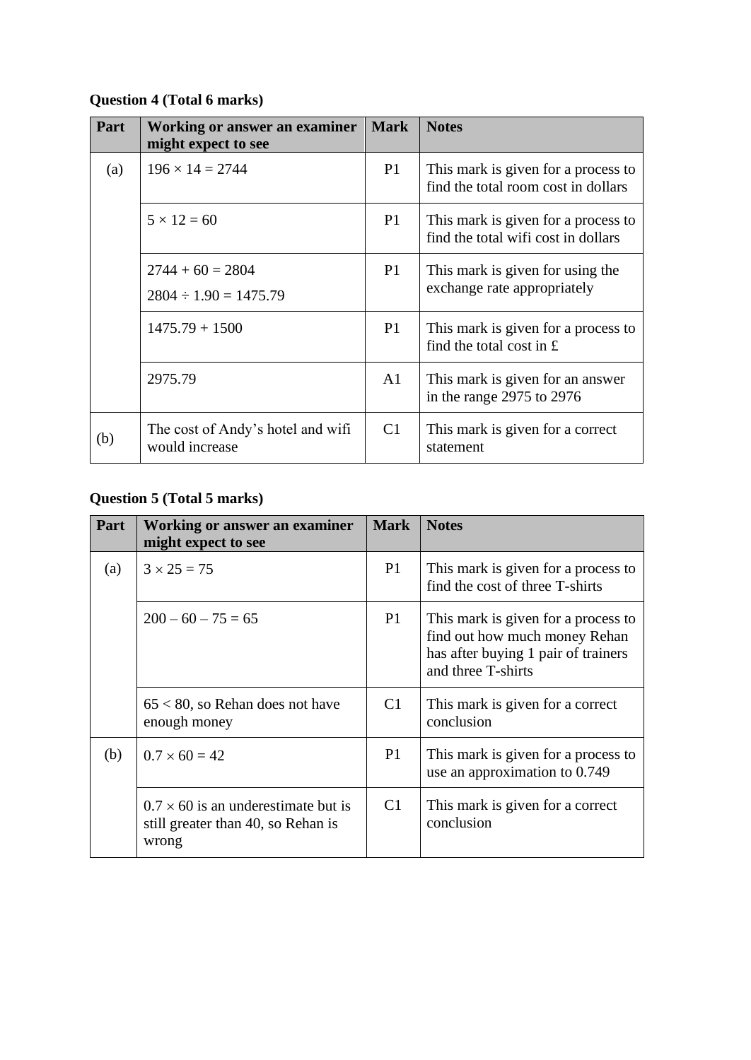**Question 4 (Total 6 marks)**

| Part | Working or answer an examiner might expect to see | Mark | Notes |
|---|---|---|---|
| (a) | $196 \times 14 = 2744$ | P1 | This mark is given for a process to find the total room cost in dollars |
| | $5 \times 12 = 60$ | P1 | This mark is given for a process to find the total wifi cost in dollars |
| | $2744 + 60 = 2804$<br>$2804 \div 1.90 = 1475.79$ | P1 | This mark is given for using the exchange rate appropriately |
| | $1475.79 + 1500$ | P1 | This mark is given for a process to find the total cost in £ |
| | 2975.79 | A1 | This mark is given for an answer in the range 2975 to 2976 |
| (b) | The cost of Andy's hotel and wifi would increase | C1 | This mark is given for a correct statement |

**Question 5 (Total 5 marks)**

| Part | Working or answer an examiner might expect to see | Mark | Notes |
|---|---|---|---|
| (a) | $3 \times 25 = 75$ | P1 | This mark is given for a process to find the cost of three T-shirts |
| | $200 - 60 - 75 = 65$ | P1 | This mark is given for a process to find out how much money Rehan has after buying 1 pair of trainers and three T-shirts |
| | $65 < 80$, so Rehan does not have enough money | C1 | This mark is given for a correct conclusion |
| (b) | $0.7 \times 60 = 42$ | P1 | This mark is given for a process to use an approximation to 0.749 |
| | $0.7 \times 60$ is an underestimate but is still greater than 40, so Rehan is wrong | C1 | This mark is given for a correct conclusion |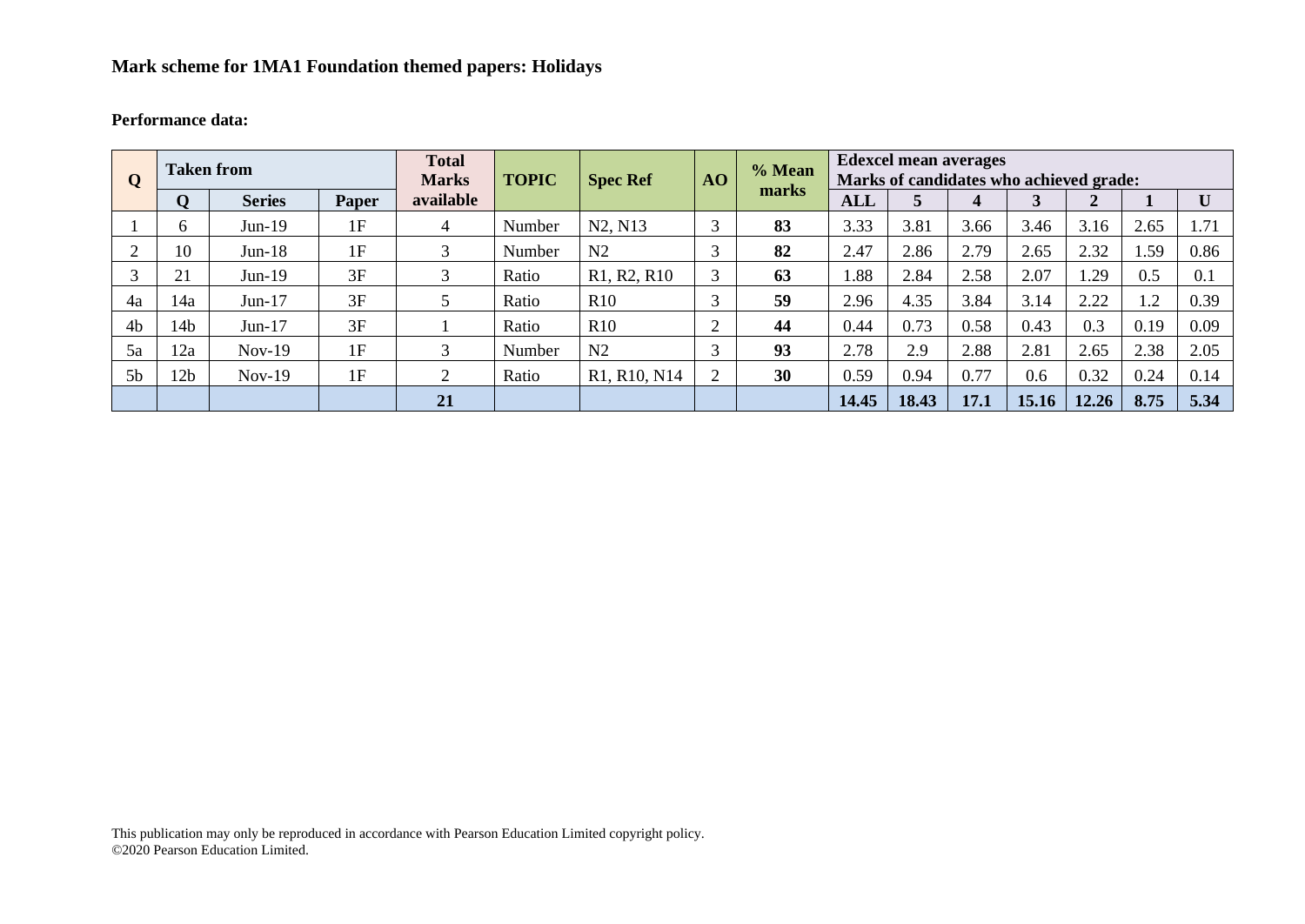## Mark scheme for 1MA1 Foundation themed papers: Holidays

**Performance data:**

| Q | Taken from | | | Total Marks available | TOPIC | Spec Ref | AO | % Mean marks | Edexcel mean averages Marks of candidates who achieved grade: | | | | | | |
|---|---|---|---|---|---|---|---|---|---|---|---|---|---|---|---|
| | Q | Series | Paper | | | | | | ALL | 5 | 4 | 3 | 2 | 1 | U |
| 1 | 6 | Jun-19 | 1F | 4 | Number | N2, N13 | 3 | **83** | 3.33 | 3.81 | 3.66 | 3.46 | 3.16 | 2.65 | 1.71 |
| 2 | 10 | Jun-18 | 1F | 3 | Number | N2 | 3 | **82** | 2.47 | 2.86 | 2.79 | 2.65 | 2.32 | 1.59 | 0.86 |
| 3 | 21 | Jun-19 | 3F | 3 | Ratio | R1, R2, R10 | 3 | **63** | 1.88 | 2.84 | 2.58 | 2.07 | 1.29 | 0.5 | 0.1 |
| 4a | 14a | Jun-17 | 3F | 5 | Ratio | R10 | 3 | **59** | 2.96 | 4.35 | 3.84 | 3.14 | 2.22 | 1.2 | 0.39 |
| 4b | 14b | Jun-17 | 3F | 1 | Ratio | R10 | 2 | **44** | 0.44 | 0.73 | 0.58 | 0.43 | 0.3 | 0.19 | 0.09 |
| 5a | 12a | Nov-19 | 1F | 3 | Number | N2 | 3 | **93** | 2.78 | 2.9 | 2.88 | 2.81 | 2.65 | 2.38 | 2.05 |
| 5b | 12b | Nov-19 | 1F | 2 | Ratio | R1, R10, N14 | 2 | **30** | 0.59 | 0.94 | 0.77 | 0.6 | 0.32 | 0.24 | 0.14 |
| | | | | **21** | | | | | **14.45** | **18.43** | **17.1** | **15.16** | **12.26** | **8.75** | **5.34** |

This publication may only be reproduced in accordance with Pearson Education Limited copyright policy.
©2020 Pearson Education Limited.